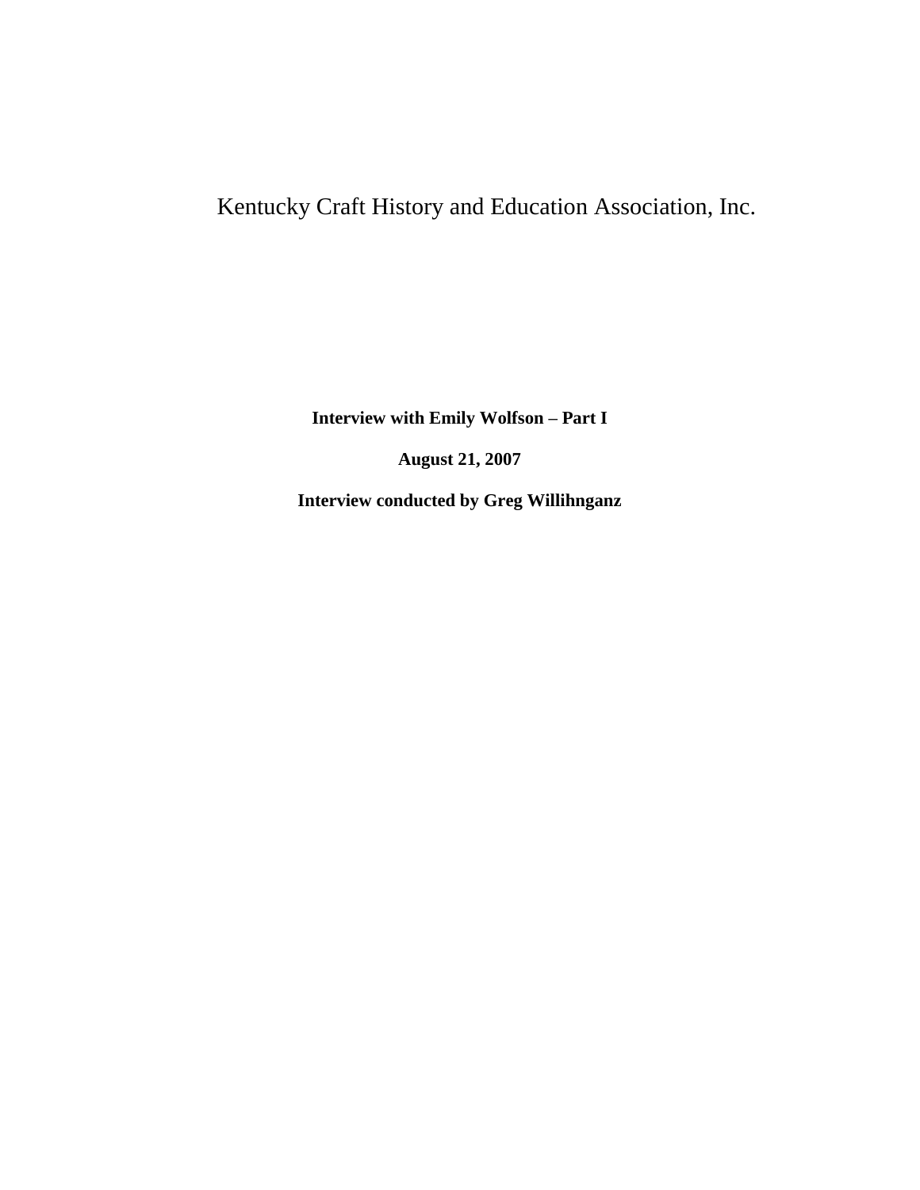# Kentucky Craft History and Education Association, Inc.

**Interview with Emily Wolfson – Part I**

**August 21, 2007**

**Interview conducted by Greg Willihnganz**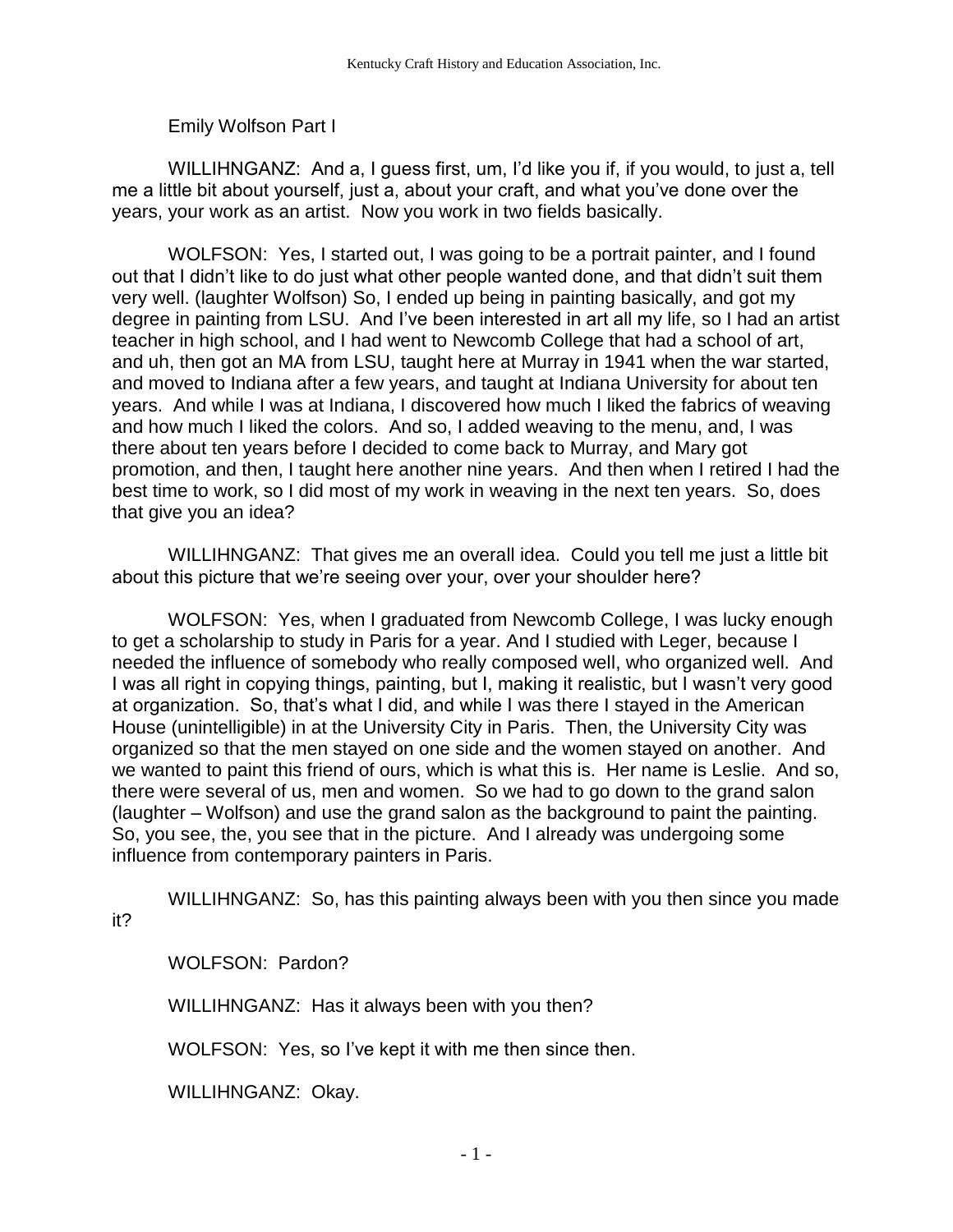Emily Wolfson Part I

WILLIHNGANZ: And a, I guess first, um, I'd like you if, if you would, to just a, tell me a little bit about yourself, just a, about your craft, and what you've done over the years, your work as an artist. Now you work in two fields basically.

WOLFSON: Yes, I started out, I was going to be a portrait painter, and I found out that I didn't like to do just what other people wanted done, and that didn't suit them very well. (laughter Wolfson) So, I ended up being in painting basically, and got my degree in painting from LSU. And I've been interested in art all my life, so I had an artist teacher in high school, and I had went to Newcomb College that had a school of art, and uh, then got an MA from LSU, taught here at Murray in 1941 when the war started, and moved to Indiana after a few years, and taught at Indiana University for about ten years. And while I was at Indiana, I discovered how much I liked the fabrics of weaving and how much I liked the colors. And so, I added weaving to the menu, and, I was there about ten years before I decided to come back to Murray, and Mary got promotion, and then, I taught here another nine years. And then when I retired I had the best time to work, so I did most of my work in weaving in the next ten years. So, does that give you an idea?

WILLIHNGANZ: That gives me an overall idea. Could you tell me just a little bit about this picture that we're seeing over your, over your shoulder here?

WOLFSON: Yes, when I graduated from Newcomb College, I was lucky enough to get a scholarship to study in Paris for a year. And I studied with Leger, because I needed the influence of somebody who really composed well, who organized well. And I was all right in copying things, painting, but I, making it realistic, but I wasn't very good at organization. So, that's what I did, and while I was there I stayed in the American House (unintelligible) in at the University City in Paris. Then, the University City was organized so that the men stayed on one side and the women stayed on another. And we wanted to paint this friend of ours, which is what this is. Her name is Leslie. And so, there were several of us, men and women. So we had to go down to the grand salon (laughter – Wolfson) and use the grand salon as the background to paint the painting. So, you see, the, you see that in the picture. And I already was undergoing some influence from contemporary painters in Paris.

WILLIHNGANZ: So, has this painting always been with you then since you made it?

WOLFSON: Pardon?

WILLIHNGANZ: Has it always been with you then?

WOLFSON: Yes, so I've kept it with me then since then.

WILLIHNGANZ: Okay.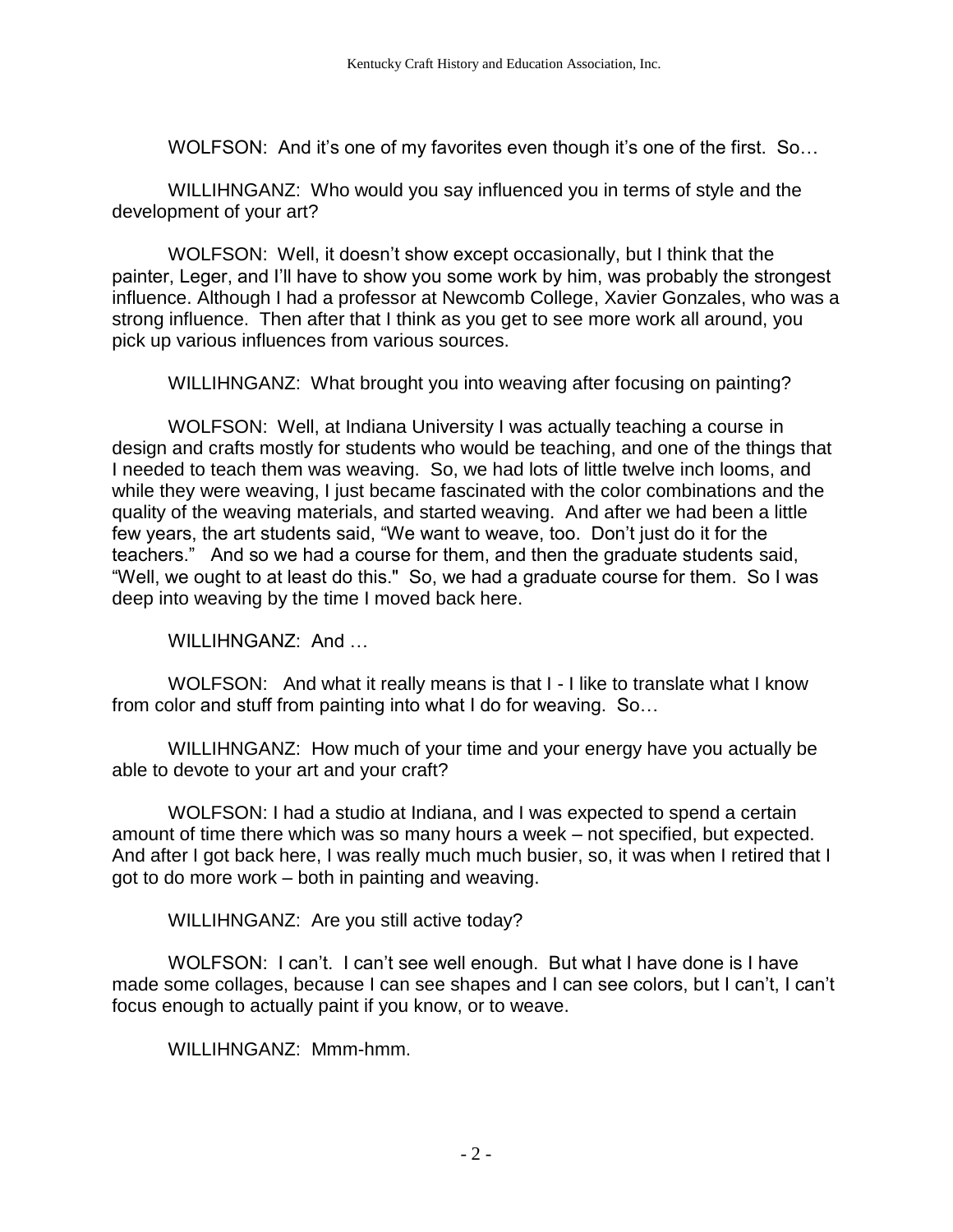WOLFSON: And it's one of my favorites even though it's one of the first. So…

WILLIHNGANZ: Who would you say influenced you in terms of style and the development of your art?

WOLFSON: Well, it doesn't show except occasionally, but I think that the painter, Leger, and I'll have to show you some work by him, was probably the strongest influence. Although I had a professor at Newcomb College, Xavier Gonzales, who was a strong influence. Then after that I think as you get to see more work all around, you pick up various influences from various sources.

WILLIHNGANZ: What brought you into weaving after focusing on painting?

WOLFSON: Well, at Indiana University I was actually teaching a course in design and crafts mostly for students who would be teaching, and one of the things that I needed to teach them was weaving. So, we had lots of little twelve inch looms, and while they were weaving, I just became fascinated with the color combinations and the quality of the weaving materials, and started weaving. And after we had been a little few years, the art students said, "We want to weave, too. Don't just do it for the teachers." And so we had a course for them, and then the graduate students said, "Well, we ought to at least do this." So, we had a graduate course for them. So I was deep into weaving by the time I moved back here.

WILLIHNGANZ: And …

WOLFSON: And what it really means is that I - I like to translate what I know from color and stuff from painting into what I do for weaving. So…

WILLIHNGANZ: How much of your time and your energy have you actually be able to devote to your art and your craft?

WOLFSON: I had a studio at Indiana, and I was expected to spend a certain amount of time there which was so many hours a week – not specified, but expected. And after I got back here, I was really much much busier, so, it was when I retired that I got to do more work – both in painting and weaving.

WILLIHNGANZ: Are you still active today?

WOLFSON: I can't. I can't see well enough. But what I have done is I have made some collages, because I can see shapes and I can see colors, but I can't, I can't focus enough to actually paint if you know, or to weave.

WILLIHNGANZ: Mmm-hmm.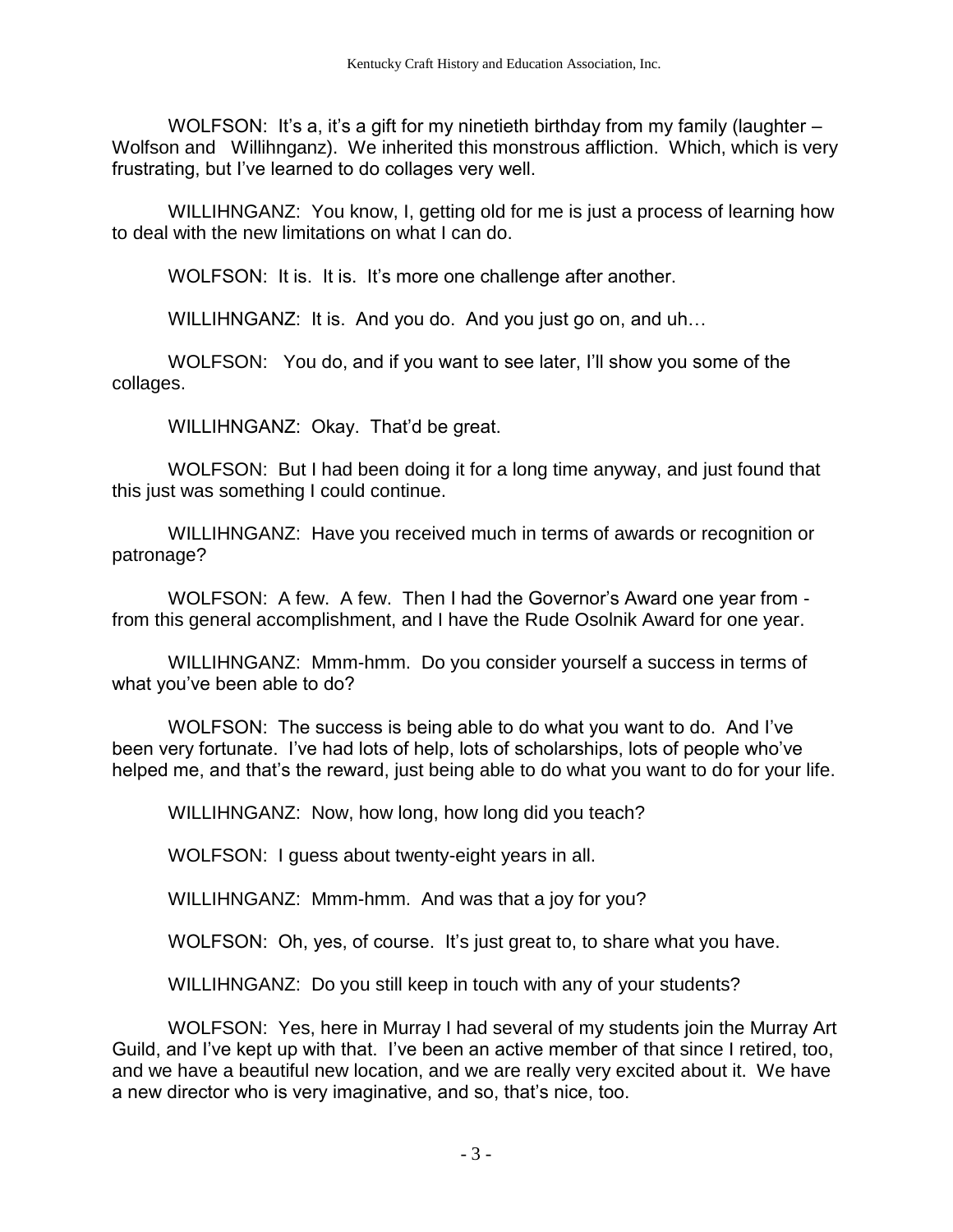WOLFSON: It's a, it's a gift for my ninetieth birthday from my family (laughter – Wolfson and Willihnganz). We inherited this monstrous affliction. Which, which is very frustrating, but I've learned to do collages very well.

WILLIHNGANZ: You know, I, getting old for me is just a process of learning how to deal with the new limitations on what I can do.

WOLFSON: It is. It is. It's more one challenge after another.

WILLIHNGANZ: It is. And you do. And you just go on, and uh…

WOLFSON: You do, and if you want to see later, I'll show you some of the collages.

WILLIHNGANZ: Okay. That'd be great.

WOLFSON: But I had been doing it for a long time anyway, and just found that this just was something I could continue.

WILLIHNGANZ: Have you received much in terms of awards or recognition or patronage?

WOLFSON: A few. A few. Then I had the Governor's Award one year from - from this general accomplishment, and I have the Rude Osolnik Award for one year.

WILLIHNGANZ: Mmm-hmm. Do you consider yourself a success in terms of what you've been able to do?

WOLFSON: The success is being able to do what you want to do. And I've been very fortunate. I've had lots of help, lots of scholarships, lots of people who've helped me, and that's the reward, just being able to do what you want to do for your life.

WILLIHNGANZ: Now, how long, how long did you teach?

WOLFSON: I guess about twenty-eight years in all.

WILLIHNGANZ: Mmm-hmm. And was that a joy for you?

WOLFSON: Oh, yes, of course. It's just great to, to share what you have.

WILLIHNGANZ: Do you still keep in touch with any of your students?

WOLFSON: Yes, here in Murray I had several of my students join the Murray Art Guild, and I've kept up with that. I've been an active member of that since I retired, too, and we have a beautiful new location, and we are really very excited about it. We have a new director who is very imaginative, and so, that's nice, too.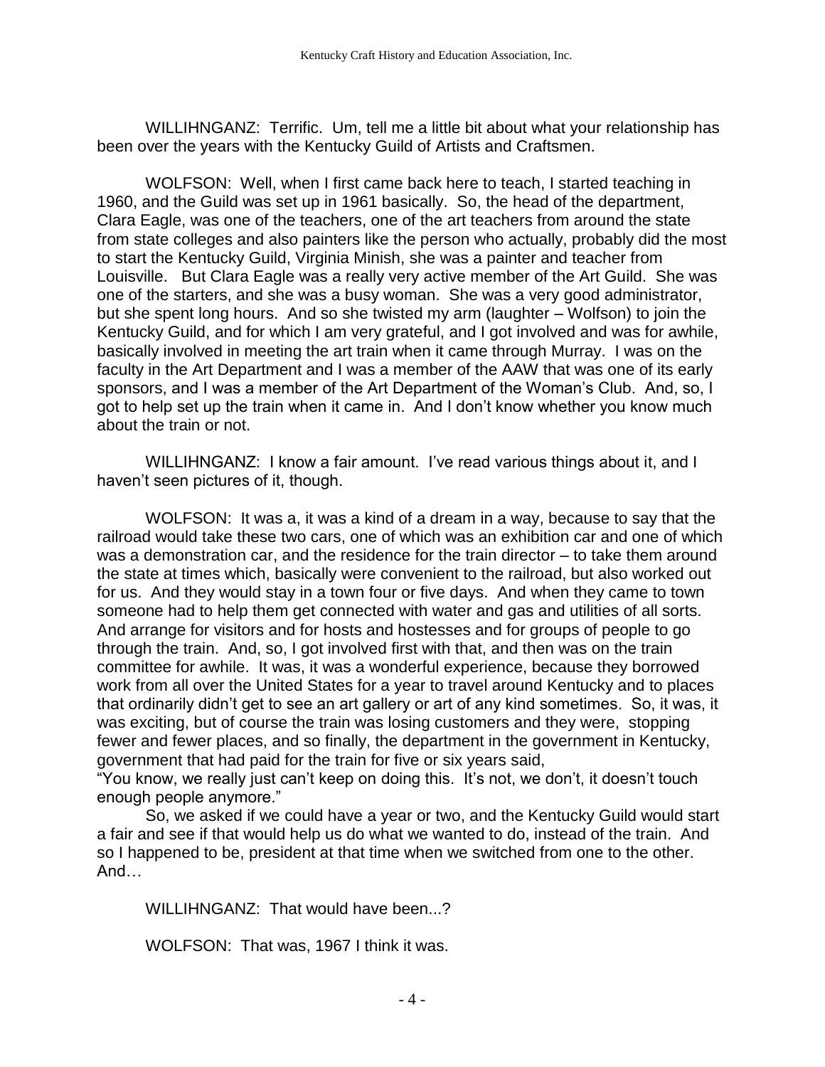WILLIHNGANZ: Terrific. Um, tell me a little bit about what your relationship has been over the years with the Kentucky Guild of Artists and Craftsmen.

WOLFSON: Well, when I first came back here to teach, I started teaching in 1960, and the Guild was set up in 1961 basically. So, the head of the department, Clara Eagle, was one of the teachers, one of the art teachers from around the state from state colleges and also painters like the person who actually, probably did the most to start the Kentucky Guild, Virginia Minish, she was a painter and teacher from Louisville. But Clara Eagle was a really very active member of the Art Guild. She was one of the starters, and she was a busy woman. She was a very good administrator, but she spent long hours. And so she twisted my arm (laughter – Wolfson) to join the Kentucky Guild, and for which I am very grateful, and I got involved and was for awhile, basically involved in meeting the art train when it came through Murray. I was on the faculty in the Art Department and I was a member of the AAW that was one of its early sponsors, and I was a member of the Art Department of the Woman's Club. And, so, I got to help set up the train when it came in. And I don't know whether you know much about the train or not.

WILLIHNGANZ: I know a fair amount. I've read various things about it, and I haven't seen pictures of it, though.

WOLFSON: It was a, it was a kind of a dream in a way, because to say that the railroad would take these two cars, one of which was an exhibition car and one of which was a demonstration car, and the residence for the train director – to take them around the state at times which, basically were convenient to the railroad, but also worked out for us. And they would stay in a town four or five days. And when they came to town someone had to help them get connected with water and gas and utilities of all sorts. And arrange for visitors and for hosts and hostesses and for groups of people to go through the train. And, so, I got involved first with that, and then was on the train committee for awhile. It was, it was a wonderful experience, because they borrowed work from all over the United States for a year to travel around Kentucky and to places that ordinarily didn't get to see an art gallery or art of any kind sometimes. So, it was, it was exciting, but of course the train was losing customers and they were, stopping fewer and fewer places, and so finally, the department in the government in Kentucky, government that had paid for the train for five or six years said,
"You know, we really just can't keep on doing this. It's not, we don't, it doesn't touch enough people anymore."

So, we asked if we could have a year or two, and the Kentucky Guild would start a fair and see if that would help us do what we wanted to do, instead of the train. And so I happened to be, president at that time when we switched from one to the other. And…

WILLIHNGANZ: That would have been...?

WOLFSON: That was, 1967 I think it was.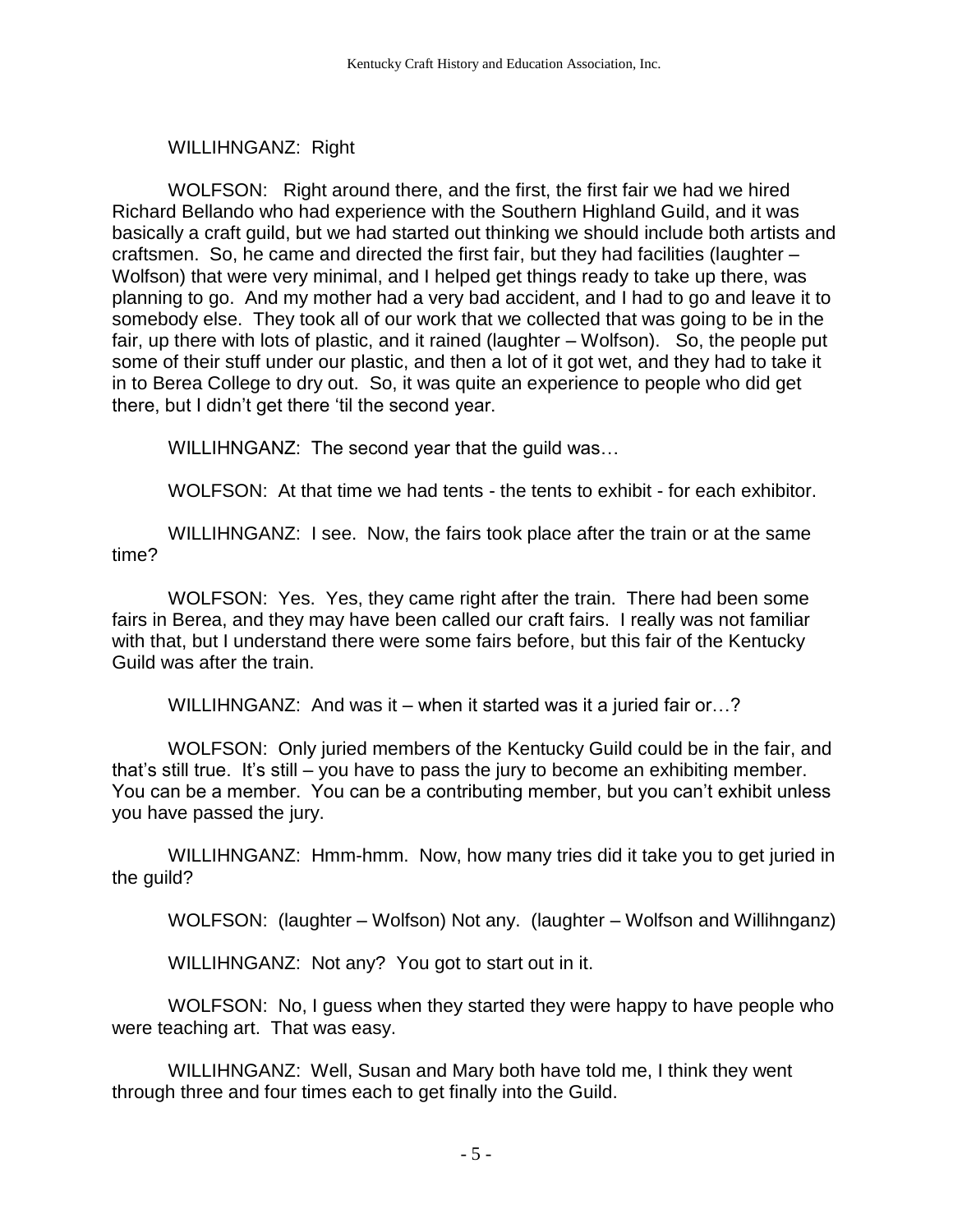WILLIHNGANZ: Right

WOLFSON: Right around there, and the first, the first fair we had we hired Richard Bellando who had experience with the Southern Highland Guild, and it was basically a craft guild, but we had started out thinking we should include both artists and craftsmen. So, he came and directed the first fair, but they had facilities (laughter – Wolfson) that were very minimal, and I helped get things ready to take up there, was planning to go. And my mother had a very bad accident, and I had to go and leave it to somebody else. They took all of our work that we collected that was going to be in the fair, up there with lots of plastic, and it rained (laughter – Wolfson). So, the people put some of their stuff under our plastic, and then a lot of it got wet, and they had to take it in to Berea College to dry out. So, it was quite an experience to people who did get there, but I didn't get there 'til the second year.

WILLIHNGANZ: The second year that the guild was…

WOLFSON: At that time we had tents - the tents to exhibit - for each exhibitor.

WILLIHNGANZ: I see. Now, the fairs took place after the train or at the same time?

WOLFSON: Yes. Yes, they came right after the train. There had been some fairs in Berea, and they may have been called our craft fairs. I really was not familiar with that, but I understand there were some fairs before, but this fair of the Kentucky Guild was after the train.

WILLIHNGANZ: And was it – when it started was it a juried fair or…?

WOLFSON: Only juried members of the Kentucky Guild could be in the fair, and that's still true. It's still – you have to pass the jury to become an exhibiting member. You can be a member. You can be a contributing member, but you can't exhibit unless you have passed the jury.

WILLIHNGANZ: Hmm-hmm. Now, how many tries did it take you to get juried in the guild?

WOLFSON: (laughter – Wolfson) Not any. (laughter – Wolfson and Willihnganz)

WILLIHNGANZ: Not any? You got to start out in it.

WOLFSON: No, I guess when they started they were happy to have people who were teaching art. That was easy.

WILLIHNGANZ: Well, Susan and Mary both have told me, I think they went through three and four times each to get finally into the Guild.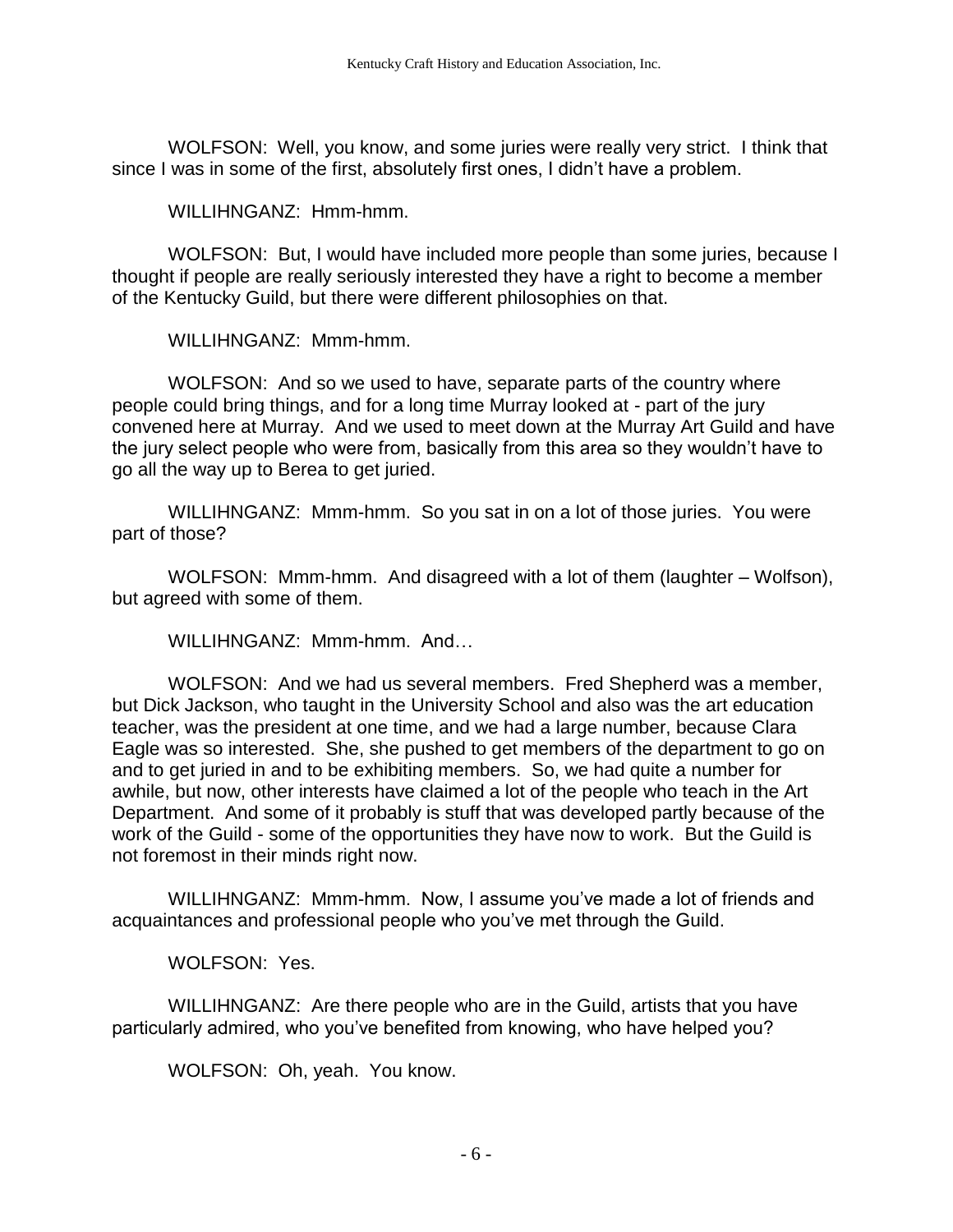WOLFSON: Well, you know, and some juries were really very strict. I think that since I was in some of the first, absolutely first ones, I didn't have a problem.

WILLIHNGANZ: Hmm-hmm.

WOLFSON: But, I would have included more people than some juries, because I thought if people are really seriously interested they have a right to become a member of the Kentucky Guild, but there were different philosophies on that.

WILLIHNGANZ: Mmm-hmm.

WOLFSON: And so we used to have, separate parts of the country where people could bring things, and for a long time Murray looked at - part of the jury convened here at Murray. And we used to meet down at the Murray Art Guild and have the jury select people who were from, basically from this area so they wouldn't have to go all the way up to Berea to get juried.

WILLIHNGANZ: Mmm-hmm. So you sat in on a lot of those juries. You were part of those?

WOLFSON: Mmm-hmm. And disagreed with a lot of them (laughter – Wolfson), but agreed with some of them.

WILLIHNGANZ: Mmm-hmm. And…

WOLFSON: And we had us several members. Fred Shepherd was a member, but Dick Jackson, who taught in the University School and also was the art education teacher, was the president at one time, and we had a large number, because Clara Eagle was so interested. She, she pushed to get members of the department to go on and to get juried in and to be exhibiting members. So, we had quite a number for awhile, but now, other interests have claimed a lot of the people who teach in the Art Department. And some of it probably is stuff that was developed partly because of the work of the Guild - some of the opportunities they have now to work. But the Guild is not foremost in their minds right now.

WILLIHNGANZ: Mmm-hmm. Now, I assume you've made a lot of friends and acquaintances and professional people who you've met through the Guild.

WOLFSON: Yes.

WILLIHNGANZ: Are there people who are in the Guild, artists that you have particularly admired, who you've benefited from knowing, who have helped you?

WOLFSON: Oh, yeah. You know.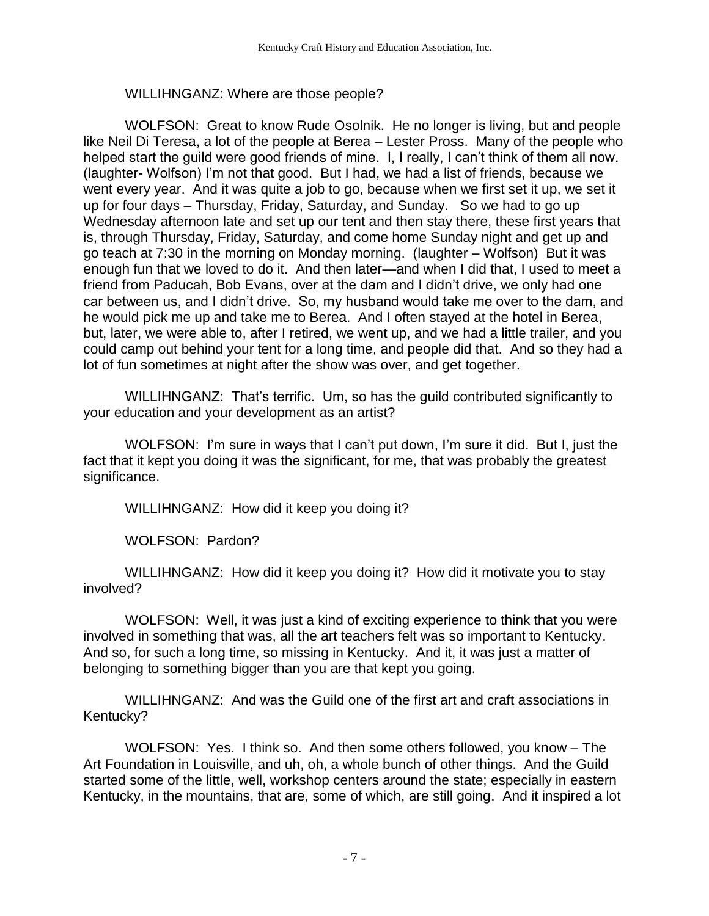WILLIHNGANZ: Where are those people?

WOLFSON: Great to know Rude Osolnik. He no longer is living, but and people like Neil Di Teresa, a lot of the people at Berea – Lester Pross. Many of the people who helped start the guild were good friends of mine. I, I really, I can't think of them all now. (laughter- Wolfson) I'm not that good. But I had, we had a list of friends, because we went every year. And it was quite a job to go, because when we first set it up, we set it up for four days – Thursday, Friday, Saturday, and Sunday. So we had to go up Wednesday afternoon late and set up our tent and then stay there, these first years that is, through Thursday, Friday, Saturday, and come home Sunday night and get up and go teach at 7:30 in the morning on Monday morning. (laughter – Wolfson) But it was enough fun that we loved to do it. And then later—and when I did that, I used to meet a friend from Paducah, Bob Evans, over at the dam and I didn't drive, we only had one car between us, and I didn't drive. So, my husband would take me over to the dam, and he would pick me up and take me to Berea. And I often stayed at the hotel in Berea, but, later, we were able to, after I retired, we went up, and we had a little trailer, and you could camp out behind your tent for a long time, and people did that. And so they had a lot of fun sometimes at night after the show was over, and get together.

WILLIHNGANZ: That's terrific. Um, so has the guild contributed significantly to your education and your development as an artist?

WOLFSON: I'm sure in ways that I can't put down, I'm sure it did. But I, just the fact that it kept you doing it was the significant, for me, that was probably the greatest significance.

WILLIHNGANZ: How did it keep you doing it?

WOLFSON: Pardon?

WILLIHNGANZ: How did it keep you doing it? How did it motivate you to stay involved?

WOLFSON: Well, it was just a kind of exciting experience to think that you were involved in something that was, all the art teachers felt was so important to Kentucky. And so, for such a long time, so missing in Kentucky. And it, it was just a matter of belonging to something bigger than you are that kept you going.

WILLIHNGANZ: And was the Guild one of the first art and craft associations in Kentucky?

WOLFSON: Yes. I think so. And then some others followed, you know – The Art Foundation in Louisville, and uh, oh, a whole bunch of other things. And the Guild started some of the little, well, workshop centers around the state; especially in eastern Kentucky, in the mountains, that are, some of which, are still going. And it inspired a lot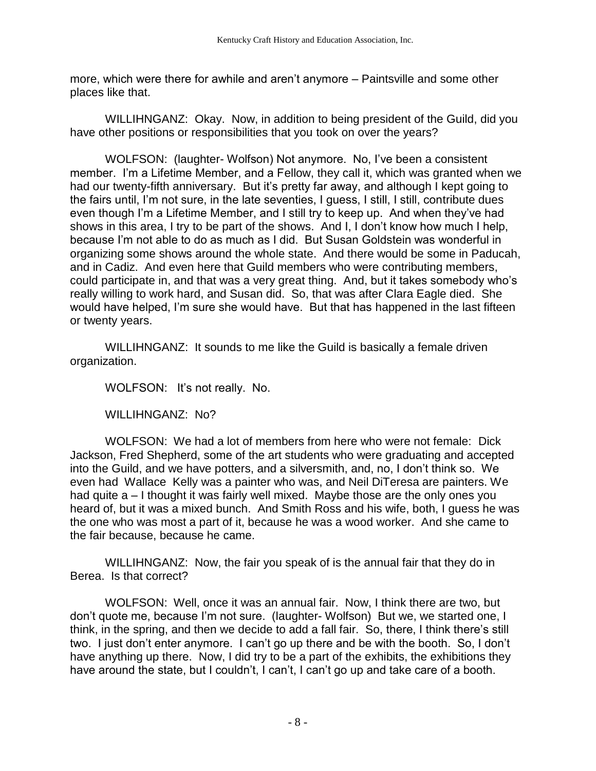more, which were there for awhile and aren't anymore – Paintsville and some other places like that.

WILLIHNGANZ: Okay. Now, in addition to being president of the Guild, did you have other positions or responsibilities that you took on over the years?

WOLFSON: (laughter- Wolfson) Not anymore. No, I've been a consistent member. I'm a Lifetime Member, and a Fellow, they call it, which was granted when we had our twenty-fifth anniversary. But it's pretty far away, and although I kept going to the fairs until, I'm not sure, in the late seventies, I guess, I still, I still, contribute dues even though I'm a Lifetime Member, and I still try to keep up. And when they've had shows in this area, I try to be part of the shows. And I, I don't know how much I help, because I'm not able to do as much as I did. But Susan Goldstein was wonderful in organizing some shows around the whole state. And there would be some in Paducah, and in Cadiz. And even here that Guild members who were contributing members, could participate in, and that was a very great thing. And, but it takes somebody who's really willing to work hard, and Susan did. So, that was after Clara Eagle died. She would have helped, I'm sure she would have. But that has happened in the last fifteen or twenty years.

WILLIHNGANZ: It sounds to me like the Guild is basically a female driven organization.

WOLFSON: It's not really. No.

WILLIHNGANZ: No?

WOLFSON: We had a lot of members from here who were not female: Dick Jackson, Fred Shepherd, some of the art students who were graduating and accepted into the Guild, and we have potters, and a silversmith, and, no, I don't think so. We even had Wallace Kelly was a painter who was, and Neil DiTeresa are painters. We had quite a – I thought it was fairly well mixed. Maybe those are the only ones you heard of, but it was a mixed bunch. And Smith Ross and his wife, both, I guess he was the one who was most a part of it, because he was a wood worker. And she came to the fair because, because he came.

WILLIHNGANZ: Now, the fair you speak of is the annual fair that they do in Berea. Is that correct?

WOLFSON: Well, once it was an annual fair. Now, I think there are two, but don't quote me, because I'm not sure. (laughter- Wolfson) But we, we started one, I think, in the spring, and then we decide to add a fall fair. So, there, I think there's still two. I just don't enter anymore. I can't go up there and be with the booth. So, I don't have anything up there. Now, I did try to be a part of the exhibits, the exhibitions they have around the state, but I couldn't, I can't, I can't go up and take care of a booth.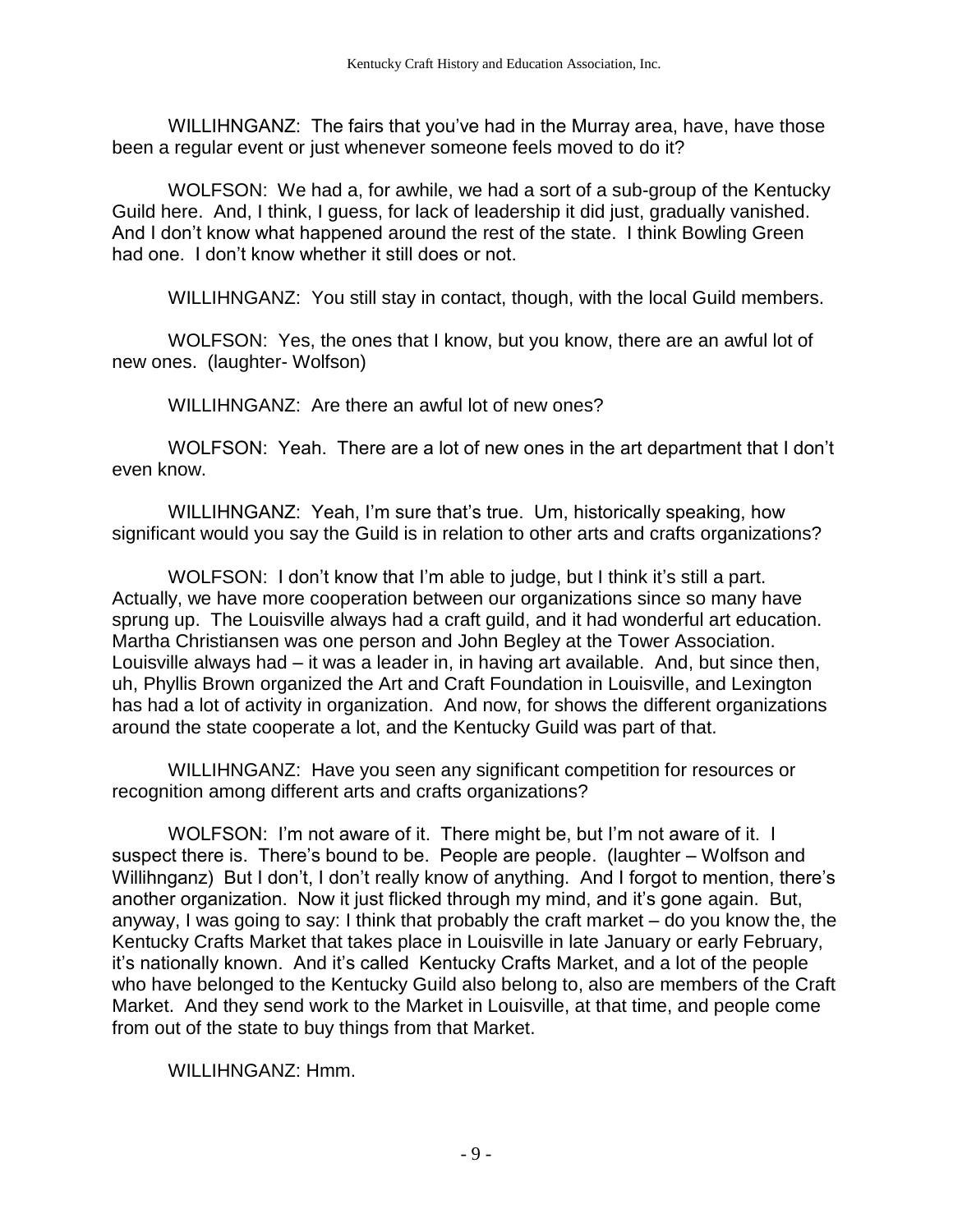WILLIHNGANZ: The fairs that you've had in the Murray area, have, have those been a regular event or just whenever someone feels moved to do it?

WOLFSON: We had a, for awhile, we had a sort of a sub-group of the Kentucky Guild here. And, I think, I guess, for lack of leadership it did just, gradually vanished. And I don't know what happened around the rest of the state. I think Bowling Green had one. I don't know whether it still does or not.

WILLIHNGANZ: You still stay in contact, though, with the local Guild members.

WOLFSON: Yes, the ones that I know, but you know, there are an awful lot of new ones. (laughter- Wolfson)

WILLIHNGANZ: Are there an awful lot of new ones?

WOLFSON: Yeah. There are a lot of new ones in the art department that I don't even know.

WILLIHNGANZ: Yeah, I'm sure that's true. Um, historically speaking, how significant would you say the Guild is in relation to other arts and crafts organizations?

WOLFSON: I don't know that I'm able to judge, but I think it's still a part. Actually, we have more cooperation between our organizations since so many have sprung up. The Louisville always had a craft guild, and it had wonderful art education. Martha Christiansen was one person and John Begley at the Tower Association. Louisville always had – it was a leader in, in having art available. And, but since then, uh, Phyllis Brown organized the Art and Craft Foundation in Louisville, and Lexington has had a lot of activity in organization. And now, for shows the different organizations around the state cooperate a lot, and the Kentucky Guild was part of that.

WILLIHNGANZ: Have you seen any significant competition for resources or recognition among different arts and crafts organizations?

WOLFSON: I'm not aware of it. There might be, but I'm not aware of it. I suspect there is. There's bound to be. People are people. (laughter – Wolfson and Willihnganz) But I don't, I don't really know of anything. And I forgot to mention, there's another organization. Now it just flicked through my mind, and it's gone again. But, anyway, I was going to say: I think that probably the craft market – do you know the, the Kentucky Crafts Market that takes place in Louisville in late January or early February, it's nationally known. And it's called Kentucky Crafts Market, and a lot of the people who have belonged to the Kentucky Guild also belong to, also are members of the Craft Market. And they send work to the Market in Louisville, at that time, and people come from out of the state to buy things from that Market.

WILLIHNGANZ: Hmm.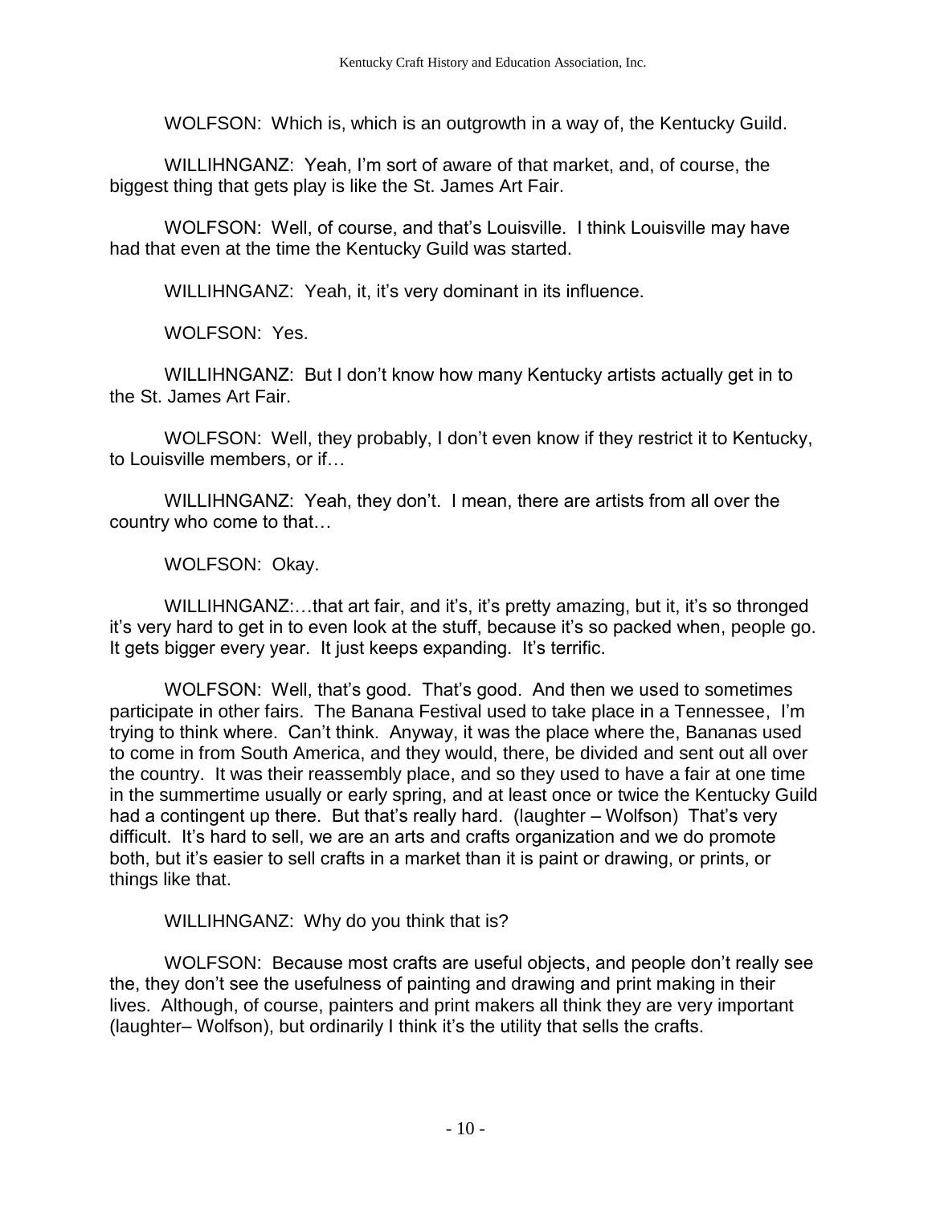WOLFSON: Which is, which is an outgrowth in a way of, the Kentucky Guild.

WILLIHNGANZ: Yeah, I'm sort of aware of that market, and, of course, the biggest thing that gets play is like the St. James Art Fair.

WOLFSON: Well, of course, and that's Louisville. I think Louisville may have had that even at the time the Kentucky Guild was started.

WILLIHNGANZ: Yeah, it, it's very dominant in its influence.

WOLFSON: Yes.

WILLIHNGANZ: But I don't know how many Kentucky artists actually get in to the St. James Art Fair.

WOLFSON: Well, they probably, I don't even know if they restrict it to Kentucky, to Louisville members, or if…

WILLIHNGANZ: Yeah, they don't. I mean, there are artists from all over the country who come to that…

WOLFSON: Okay.

WILLIHNGANZ:…that art fair, and it's, it's pretty amazing, but it, it's so thronged it's very hard to get in to even look at the stuff, because it's so packed when, people go. It gets bigger every year. It just keeps expanding. It's terrific.

WOLFSON: Well, that's good. That's good. And then we used to sometimes participate in other fairs. The Banana Festival used to take place in a Tennessee, I'm trying to think where. Can't think. Anyway, it was the place where the, Bananas used to come in from South America, and they would, there, be divided and sent out all over the country. It was their reassembly place, and so they used to have a fair at one time in the summertime usually or early spring, and at least once or twice the Kentucky Guild had a contingent up there. But that's really hard. (laughter – Wolfson) That's very difficult. It's hard to sell, we are an arts and crafts organization and we do promote both, but it's easier to sell crafts in a market than it is paint or drawing, or prints, or things like that.

WILLIHNGANZ: Why do you think that is?

WOLFSON: Because most crafts are useful objects, and people don't really see the, they don't see the usefulness of painting and drawing and print making in their lives. Although, of course, painters and print makers all think they are very important (laughter– Wolfson), but ordinarily I think it's the utility that sells the crafts.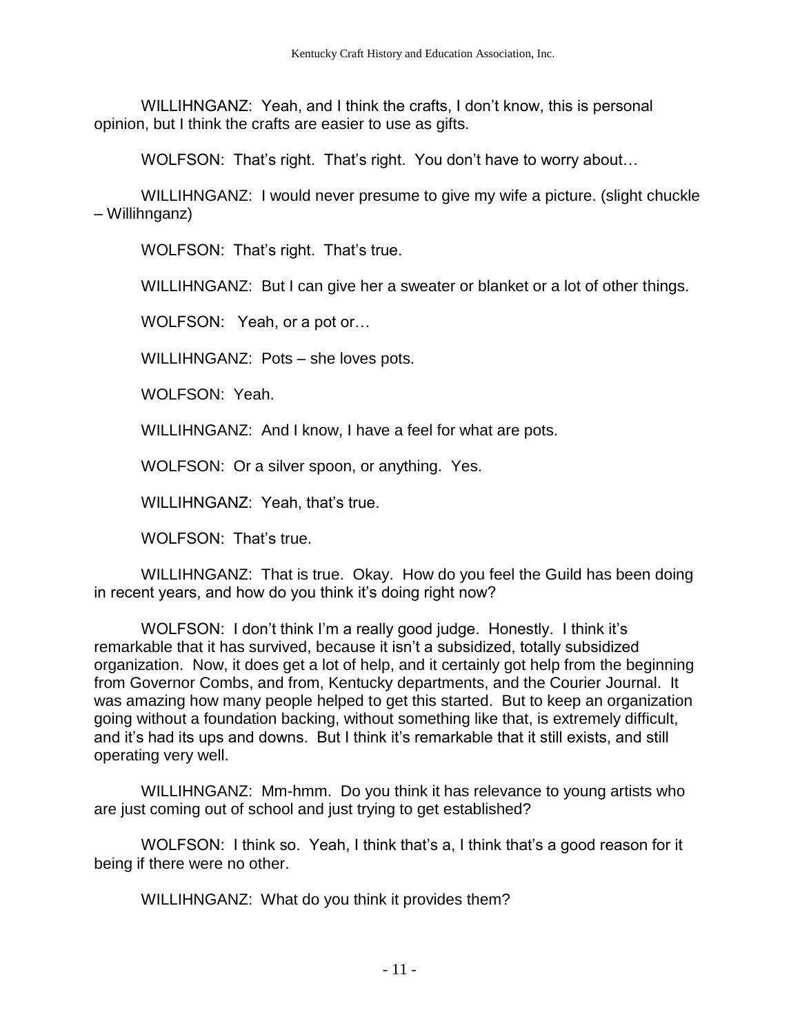WILLIHNGANZ: Yeah, and I think the crafts, I don't know, this is personal opinion, but I think the crafts are easier to use as gifts.

WOLFSON: That's right. That's right. You don't have to worry about…

WILLIHNGANZ: I would never presume to give my wife a picture. (slight chuckle – Willihnganz)

WOLFSON: That's right. That's true.

WILLIHNGANZ: But I can give her a sweater or blanket or a lot of other things.

WOLFSON: Yeah, or a pot or…

WILLIHNGANZ: Pots – she loves pots.

WOLFSON: Yeah.

WILLIHNGANZ: And I know, I have a feel for what are pots.

WOLFSON: Or a silver spoon, or anything. Yes.

WILLIHNGANZ: Yeah, that's true.

WOLFSON: That's true.

WILLIHNGANZ: That is true. Okay. How do you feel the Guild has been doing in recent years, and how do you think it's doing right now?

WOLFSON: I don't think I'm a really good judge. Honestly. I think it's remarkable that it has survived, because it isn't a subsidized, totally subsidized organization. Now, it does get a lot of help, and it certainly got help from the beginning from Governor Combs, and from, Kentucky departments, and the Courier Journal. It was amazing how many people helped to get this started. But to keep an organization going without a foundation backing, without something like that, is extremely difficult, and it's had its ups and downs. But I think it's remarkable that it still exists, and still operating very well.

WILLIHNGANZ: Mm-hmm. Do you think it has relevance to young artists who are just coming out of school and just trying to get established?

WOLFSON: I think so. Yeah, I think that's a, I think that's a good reason for it being if there were no other.

WILLIHNGANZ: What do you think it provides them?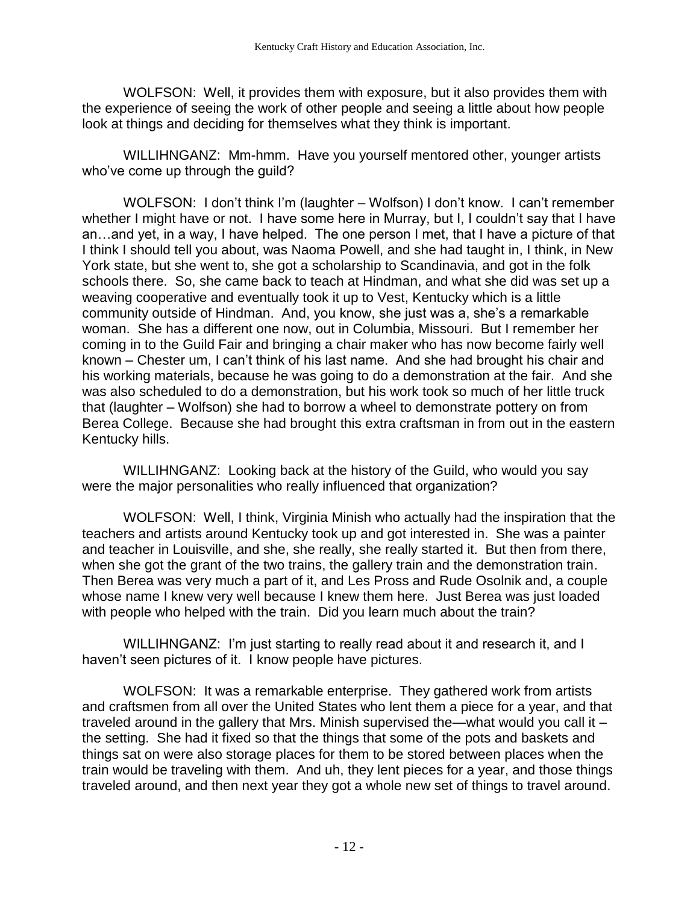WOLFSON: Well, it provides them with exposure, but it also provides them with the experience of seeing the work of other people and seeing a little about how people look at things and deciding for themselves what they think is important.

WILLIHNGANZ: Mm-hmm. Have you yourself mentored other, younger artists who've come up through the guild?

WOLFSON: I don't think I'm (laughter – Wolfson) I don't know. I can't remember whether I might have or not. I have some here in Murray, but I, I couldn't say that I have an…and yet, in a way, I have helped. The one person I met, that I have a picture of that I think I should tell you about, was Naoma Powell, and she had taught in, I think, in New York state, but she went to, she got a scholarship to Scandinavia, and got in the folk schools there. So, she came back to teach at Hindman, and what she did was set up a weaving cooperative and eventually took it up to Vest, Kentucky which is a little community outside of Hindman. And, you know, she just was a, she's a remarkable woman. She has a different one now, out in Columbia, Missouri. But I remember her coming in to the Guild Fair and bringing a chair maker who has now become fairly well known – Chester um, I can't think of his last name. And she had brought his chair and his working materials, because he was going to do a demonstration at the fair. And she was also scheduled to do a demonstration, but his work took so much of her little truck that (laughter – Wolfson) she had to borrow a wheel to demonstrate pottery on from Berea College. Because she had brought this extra craftsman in from out in the eastern Kentucky hills.

WILLIHNGANZ: Looking back at the history of the Guild, who would you say were the major personalities who really influenced that organization?

WOLFSON: Well, I think, Virginia Minish who actually had the inspiration that the teachers and artists around Kentucky took up and got interested in. She was a painter and teacher in Louisville, and she, she really, she really started it. But then from there, when she got the grant of the two trains, the gallery train and the demonstration train. Then Berea was very much a part of it, and Les Pross and Rude Osolnik and, a couple whose name I knew very well because I knew them here. Just Berea was just loaded with people who helped with the train. Did you learn much about the train?

WILLIHNGANZ: I'm just starting to really read about it and research it, and I haven't seen pictures of it. I know people have pictures.

WOLFSON: It was a remarkable enterprise. They gathered work from artists and craftsmen from all over the United States who lent them a piece for a year, and that traveled around in the gallery that Mrs. Minish supervised the—what would you call it – the setting. She had it fixed so that the things that some of the pots and baskets and things sat on were also storage places for them to be stored between places when the train would be traveling with them. And uh, they lent pieces for a year, and those things traveled around, and then next year they got a whole new set of things to travel around.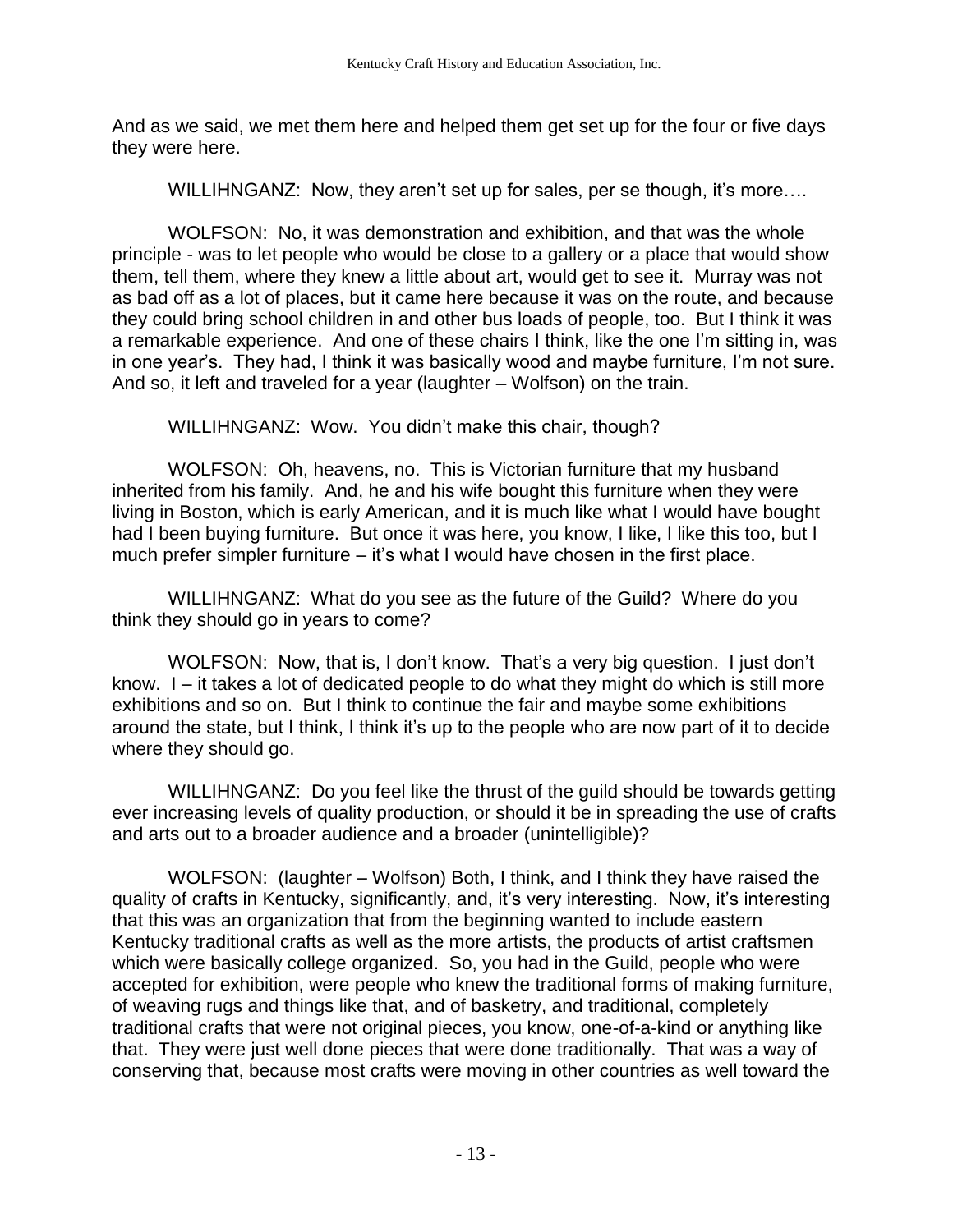And as we said, we met them here and helped them get set up for the four or five days they were here.

WILLIHNGANZ: Now, they aren't set up for sales, per se though, it's more….

WOLFSON: No, it was demonstration and exhibition, and that was the whole principle - was to let people who would be close to a gallery or a place that would show them, tell them, where they knew a little about art, would get to see it. Murray was not as bad off as a lot of places, but it came here because it was on the route, and because they could bring school children in and other bus loads of people, too. But I think it was a remarkable experience. And one of these chairs I think, like the one I'm sitting in, was in one year's. They had, I think it was basically wood and maybe furniture, I'm not sure. And so, it left and traveled for a year (laughter – Wolfson) on the train.

WILLIHNGANZ: Wow. You didn't make this chair, though?

WOLFSON: Oh, heavens, no. This is Victorian furniture that my husband inherited from his family. And, he and his wife bought this furniture when they were living in Boston, which is early American, and it is much like what I would have bought had I been buying furniture. But once it was here, you know, I like, I like this too, but I much prefer simpler furniture – it's what I would have chosen in the first place.

WILLIHNGANZ: What do you see as the future of the Guild? Where do you think they should go in years to come?

WOLFSON: Now, that is, I don't know. That's a very big question. I just don't know. I – it takes a lot of dedicated people to do what they might do which is still more exhibitions and so on. But I think to continue the fair and maybe some exhibitions around the state, but I think, I think it's up to the people who are now part of it to decide where they should go.

WILLIHNGANZ: Do you feel like the thrust of the guild should be towards getting ever increasing levels of quality production, or should it be in spreading the use of crafts and arts out to a broader audience and a broader (unintelligible)?

WOLFSON: (laughter – Wolfson) Both, I think, and I think they have raised the quality of crafts in Kentucky, significantly, and, it's very interesting. Now, it's interesting that this was an organization that from the beginning wanted to include eastern Kentucky traditional crafts as well as the more artists, the products of artist craftsmen which were basically college organized. So, you had in the Guild, people who were accepted for exhibition, were people who knew the traditional forms of making furniture, of weaving rugs and things like that, and of basketry, and traditional, completely traditional crafts that were not original pieces, you know, one-of-a-kind or anything like that. They were just well done pieces that were done traditionally. That was a way of conserving that, because most crafts were moving in other countries as well toward the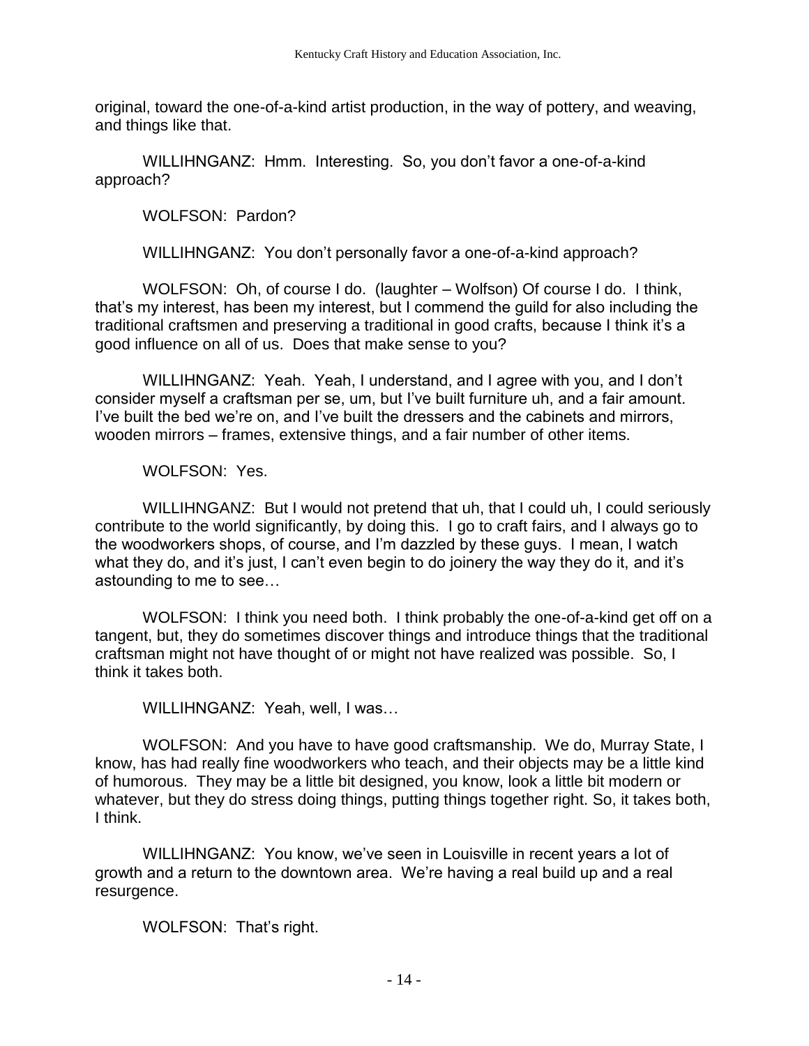original, toward the one-of-a-kind artist production, in the way of pottery, and weaving, and things like that.

WILLIHNGANZ: Hmm. Interesting. So, you don't favor a one-of-a-kind approach?

WOLFSON: Pardon?

WILLIHNGANZ: You don't personally favor a one-of-a-kind approach?

WOLFSON: Oh, of course I do. (laughter – Wolfson) Of course I do. I think, that's my interest, has been my interest, but I commend the guild for also including the traditional craftsmen and preserving a traditional in good crafts, because I think it's a good influence on all of us. Does that make sense to you?

WILLIHNGANZ: Yeah. Yeah, I understand, and I agree with you, and I don't consider myself a craftsman per se, um, but I've built furniture uh, and a fair amount. I've built the bed we're on, and I've built the dressers and the cabinets and mirrors, wooden mirrors – frames, extensive things, and a fair number of other items.

WOLFSON: Yes.

WILLIHNGANZ: But I would not pretend that uh, that I could uh, I could seriously contribute to the world significantly, by doing this. I go to craft fairs, and I always go to the woodworkers shops, of course, and I'm dazzled by these guys. I mean, I watch what they do, and it's just, I can't even begin to do joinery the way they do it, and it's astounding to me to see…

WOLFSON: I think you need both. I think probably the one-of-a-kind get off on a tangent, but, they do sometimes discover things and introduce things that the traditional craftsman might not have thought of or might not have realized was possible. So, I think it takes both.

WILLIHNGANZ: Yeah, well, I was…

WOLFSON: And you have to have good craftsmanship. We do, Murray State, I know, has had really fine woodworkers who teach, and their objects may be a little kind of humorous. They may be a little bit designed, you know, look a little bit modern or whatever, but they do stress doing things, putting things together right. So, it takes both, I think.

WILLIHNGANZ: You know, we've seen in Louisville in recent years a lot of growth and a return to the downtown area. We're having a real build up and a real resurgence.

WOLFSON: That's right.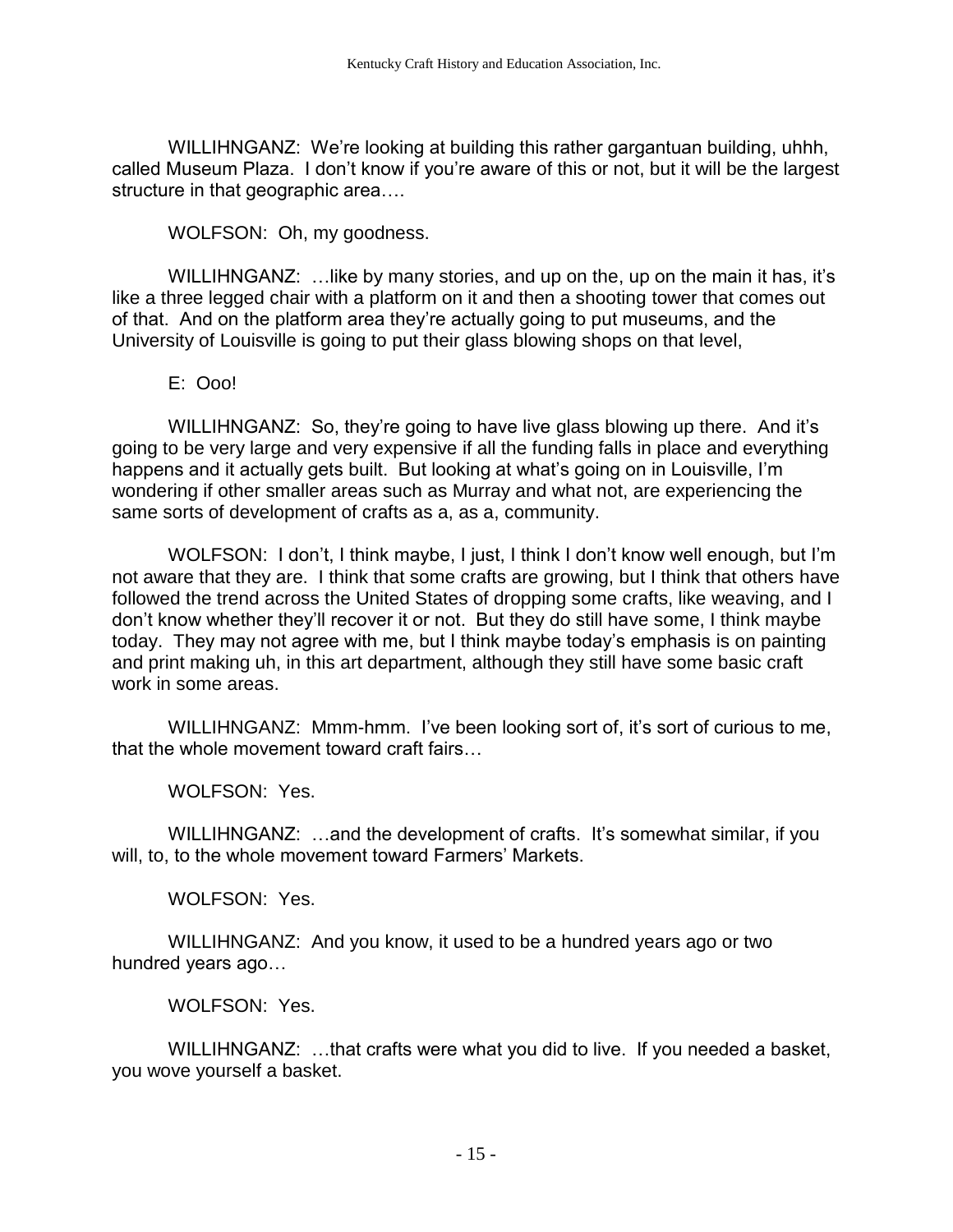WILLIHNGANZ: We're looking at building this rather gargantuan building, uhhh, called Museum Plaza. I don't know if you're aware of this or not, but it will be the largest structure in that geographic area….

WOLFSON: Oh, my goodness.

WILLIHNGANZ: …like by many stories, and up on the, up on the main it has, it's like a three legged chair with a platform on it and then a shooting tower that comes out of that. And on the platform area they're actually going to put museums, and the University of Louisville is going to put their glass blowing shops on that level,

E: Ooo!

WILLIHNGANZ: So, they're going to have live glass blowing up there. And it's going to be very large and very expensive if all the funding falls in place and everything happens and it actually gets built. But looking at what's going on in Louisville, I'm wondering if other smaller areas such as Murray and what not, are experiencing the same sorts of development of crafts as a, as a, community.

WOLFSON: I don't, I think maybe, I just, I think I don't know well enough, but I'm not aware that they are. I think that some crafts are growing, but I think that others have followed the trend across the United States of dropping some crafts, like weaving, and I don't know whether they'll recover it or not. But they do still have some, I think maybe today. They may not agree with me, but I think maybe today's emphasis is on painting and print making uh, in this art department, although they still have some basic craft work in some areas.

WILLIHNGANZ: Mmm-hmm. I've been looking sort of, it's sort of curious to me, that the whole movement toward craft fairs…

WOLFSON: Yes.

WILLIHNGANZ: …and the development of crafts. It's somewhat similar, if you will, to, to the whole movement toward Farmers' Markets.

WOLFSON: Yes.

WILLIHNGANZ: And you know, it used to be a hundred years ago or two hundred years ago…

WOLFSON: Yes.

WILLIHNGANZ: …that crafts were what you did to live. If you needed a basket, you wove yourself a basket.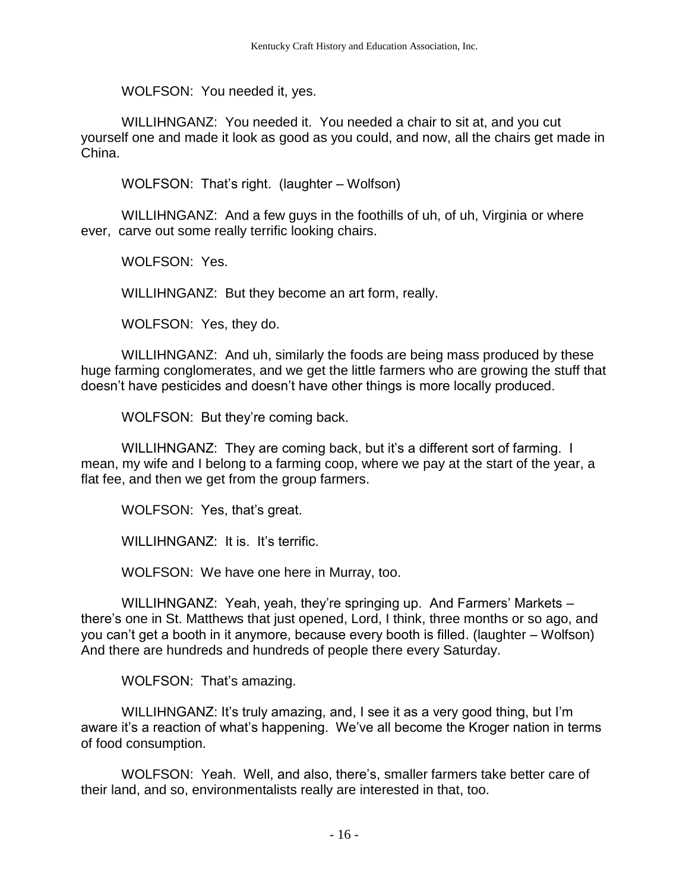WOLFSON: You needed it, yes.

WILLIHNGANZ: You needed it. You needed a chair to sit at, and you cut yourself one and made it look as good as you could, and now, all the chairs get made in China.

WOLFSON: That's right. (laughter – Wolfson)

WILLIHNGANZ: And a few guys in the foothills of uh, of uh, Virginia or where ever, carve out some really terrific looking chairs.

WOLFSON: Yes.

WILLIHNGANZ: But they become an art form, really.

WOLFSON: Yes, they do.

WILLIHNGANZ: And uh, similarly the foods are being mass produced by these huge farming conglomerates, and we get the little farmers who are growing the stuff that doesn't have pesticides and doesn't have other things is more locally produced.

WOLFSON: But they're coming back.

WILLIHNGANZ: They are coming back, but it's a different sort of farming. I mean, my wife and I belong to a farming coop, where we pay at the start of the year, a flat fee, and then we get from the group farmers.

WOLFSON: Yes, that's great.

WILLIHNGANZ: It is. It's terrific.

WOLFSON: We have one here in Murray, too.

WILLIHNGANZ: Yeah, yeah, they're springing up. And Farmers' Markets – there's one in St. Matthews that just opened, Lord, I think, three months or so ago, and you can't get a booth in it anymore, because every booth is filled. (laughter – Wolfson) And there are hundreds and hundreds of people there every Saturday.

WOLFSON: That's amazing.

WILLIHNGANZ: It's truly amazing, and, I see it as a very good thing, but I'm aware it's a reaction of what's happening. We've all become the Kroger nation in terms of food consumption.

WOLFSON: Yeah. Well, and also, there's, smaller farmers take better care of their land, and so, environmentalists really are interested in that, too.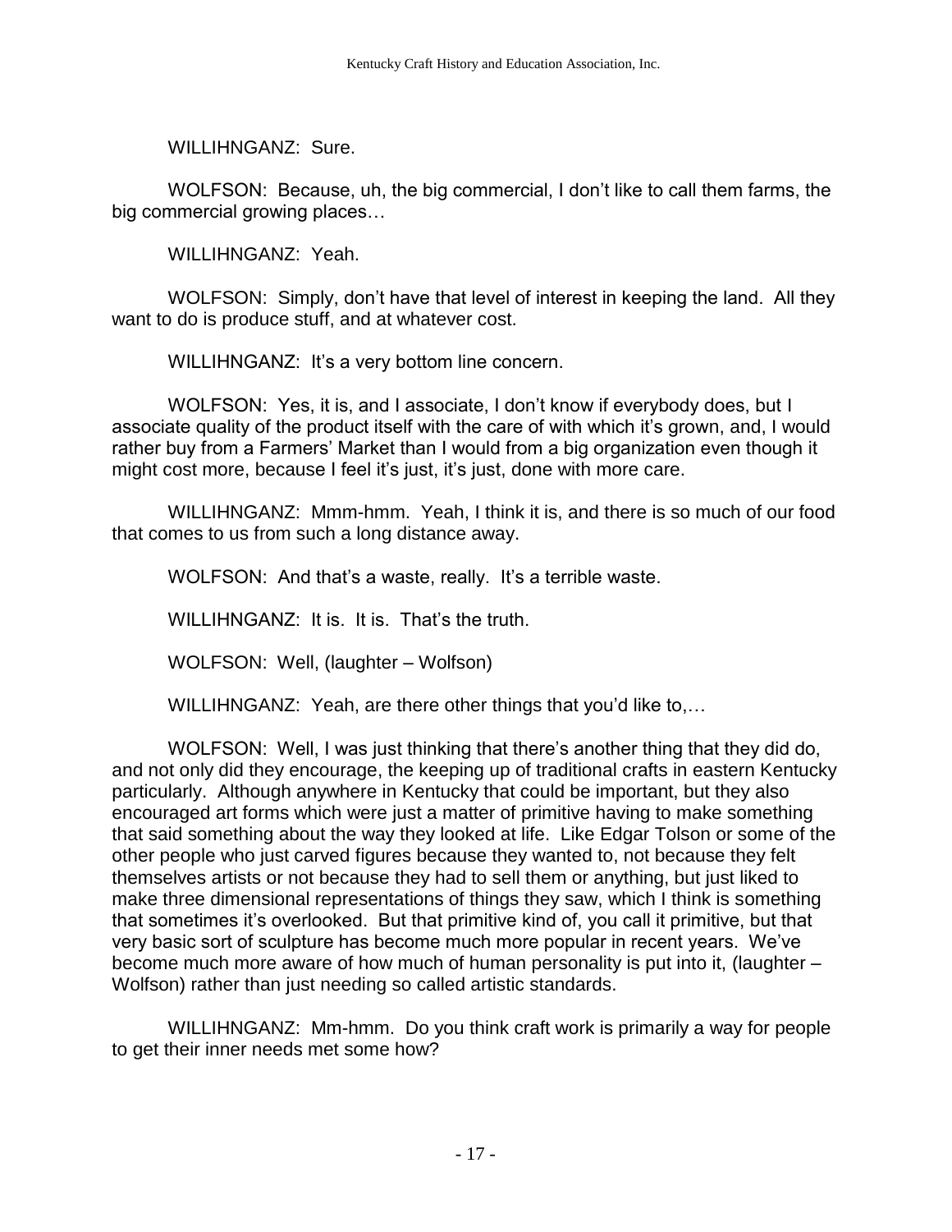WILLIHNGANZ: Sure.

WOLFSON: Because, uh, the big commercial, I don't like to call them farms, the big commercial growing places…

WILLIHNGANZ: Yeah.

WOLFSON: Simply, don't have that level of interest in keeping the land. All they want to do is produce stuff, and at whatever cost.

WILLIHNGANZ: It's a very bottom line concern.

WOLFSON: Yes, it is, and I associate, I don't know if everybody does, but I associate quality of the product itself with the care of with which it's grown, and, I would rather buy from a Farmers' Market than I would from a big organization even though it might cost more, because I feel it's just, it's just, done with more care.

WILLIHNGANZ: Mmm-hmm. Yeah, I think it is, and there is so much of our food that comes to us from such a long distance away.

WOLFSON: And that's a waste, really. It's a terrible waste.

WILLIHNGANZ: It is. It is. That's the truth.

WOLFSON: Well, (laughter – Wolfson)

WILLIHNGANZ: Yeah, are there other things that you'd like to,…

WOLFSON: Well, I was just thinking that there's another thing that they did do, and not only did they encourage, the keeping up of traditional crafts in eastern Kentucky particularly. Although anywhere in Kentucky that could be important, but they also encouraged art forms which were just a matter of primitive having to make something that said something about the way they looked at life. Like Edgar Tolson or some of the other people who just carved figures because they wanted to, not because they felt themselves artists or not because they had to sell them or anything, but just liked to make three dimensional representations of things they saw, which I think is something that sometimes it's overlooked. But that primitive kind of, you call it primitive, but that very basic sort of sculpture has become much more popular in recent years. We've become much more aware of how much of human personality is put into it, (laughter – Wolfson) rather than just needing so called artistic standards.

WILLIHNGANZ: Mm-hmm. Do you think craft work is primarily a way for people to get their inner needs met some how?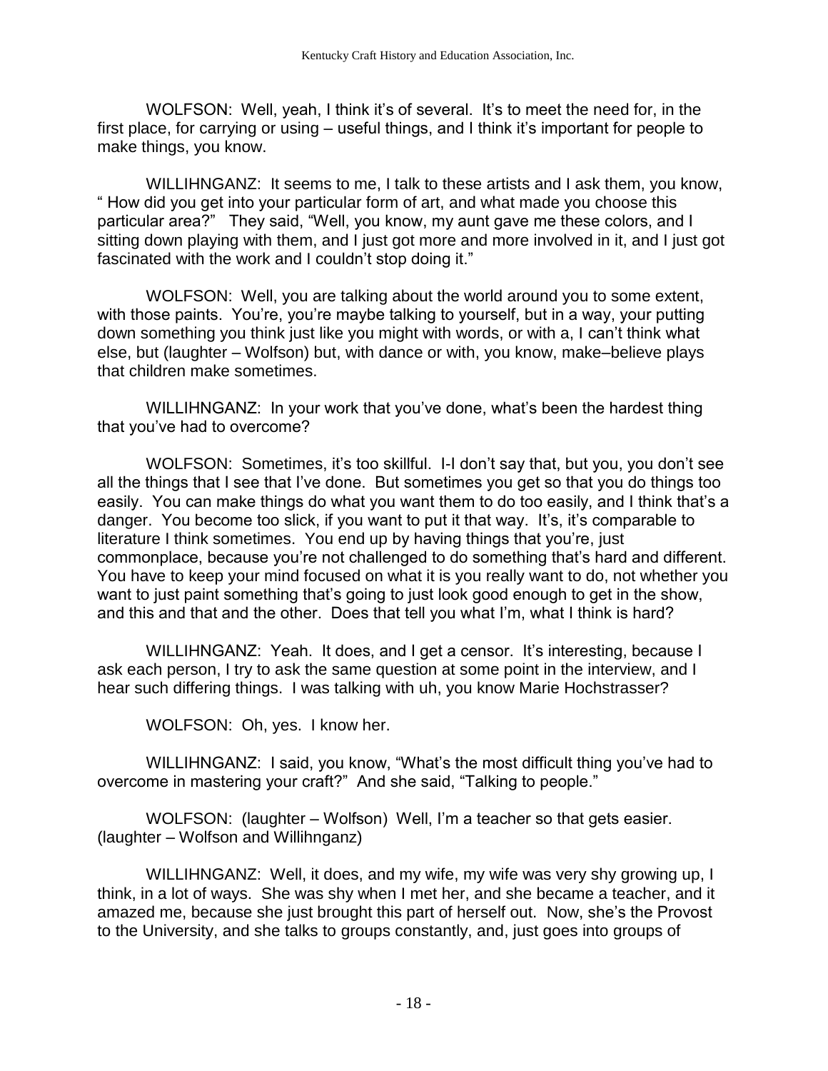WOLFSON: Well, yeah, I think it's of several. It's to meet the need for, in the first place, for carrying or using – useful things, and I think it's important for people to make things, you know.

WILLIHNGANZ: It seems to me, I talk to these artists and I ask them, you know, " How did you get into your particular form of art, and what made you choose this particular area?" They said, "Well, you know, my aunt gave me these colors, and I sitting down playing with them, and I just got more and more involved in it, and I just got fascinated with the work and I couldn't stop doing it."

WOLFSON: Well, you are talking about the world around you to some extent, with those paints. You're, you're maybe talking to yourself, but in a way, your putting down something you think just like you might with words, or with a, I can't think what else, but (laughter – Wolfson) but, with dance or with, you know, make–believe plays that children make sometimes.

WILLIHNGANZ: In your work that you've done, what's been the hardest thing that you've had to overcome?

WOLFSON: Sometimes, it's too skillful. I-I don't say that, but you, you don't see all the things that I see that I've done. But sometimes you get so that you do things too easily. You can make things do what you want them to do too easily, and I think that's a danger. You become too slick, if you want to put it that way. It's, it's comparable to literature I think sometimes. You end up by having things that you're, just commonplace, because you're not challenged to do something that's hard and different. You have to keep your mind focused on what it is you really want to do, not whether you want to just paint something that's going to just look good enough to get in the show, and this and that and the other. Does that tell you what I'm, what I think is hard?

WILLIHNGANZ: Yeah. It does, and I get a censor. It's interesting, because I ask each person, I try to ask the same question at some point in the interview, and I hear such differing things. I was talking with uh, you know Marie Hochstrasser?

WOLFSON: Oh, yes. I know her.

WILLIHNGANZ: I said, you know, "What's the most difficult thing you've had to overcome in mastering your craft?" And she said, "Talking to people."

WOLFSON: (laughter – Wolfson) Well, I'm a teacher so that gets easier. (laughter – Wolfson and Willihnganz)

WILLIHNGANZ: Well, it does, and my wife, my wife was very shy growing up, I think, in a lot of ways. She was shy when I met her, and she became a teacher, and it amazed me, because she just brought this part of herself out. Now, she's the Provost to the University, and she talks to groups constantly, and, just goes into groups of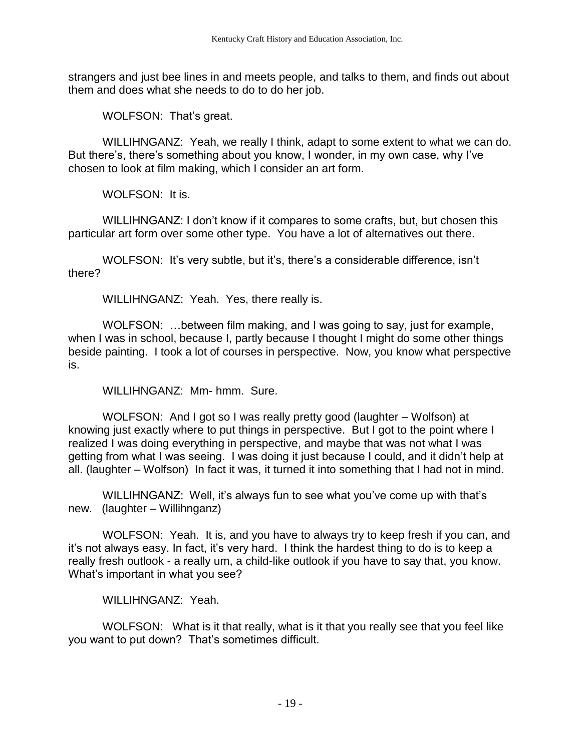strangers and just bee lines in and meets people, and talks to them, and finds out about them and does what she needs to do to do her job.

WOLFSON: That's great.

WILLIHNGANZ: Yeah, we really I think, adapt to some extent to what we can do. But there's, there's something about you know, I wonder, in my own case, why I've chosen to look at film making, which I consider an art form.

WOLFSON: It is.

WILLIHNGANZ: I don't know if it compares to some crafts, but, but chosen this particular art form over some other type. You have a lot of alternatives out there.

WOLFSON: It's very subtle, but it's, there's a considerable difference, isn't there?

WILLIHNGANZ: Yeah. Yes, there really is.

WOLFSON: …between film making, and I was going to say, just for example, when I was in school, because I, partly because I thought I might do some other things beside painting. I took a lot of courses in perspective. Now, you know what perspective is.

WILLIHNGANZ: Mm- hmm. Sure.

WOLFSON: And I got so I was really pretty good (laughter – Wolfson) at knowing just exactly where to put things in perspective. But I got to the point where I realized I was doing everything in perspective, and maybe that was not what I was getting from what I was seeing. I was doing it just because I could, and it didn't help at all. (laughter – Wolfson) In fact it was, it turned it into something that I had not in mind.

WILLIHNGANZ: Well, it's always fun to see what you've come up with that's new. (laughter – Willihnganz)

WOLFSON: Yeah. It is, and you have to always try to keep fresh if you can, and it's not always easy. In fact, it's very hard. I think the hardest thing to do is to keep a really fresh outlook - a really um, a child-like outlook if you have to say that, you know. What's important in what you see?

WILLIHNGANZ: Yeah.

WOLFSON: What is it that really, what is it that you really see that you feel like you want to put down? That's sometimes difficult.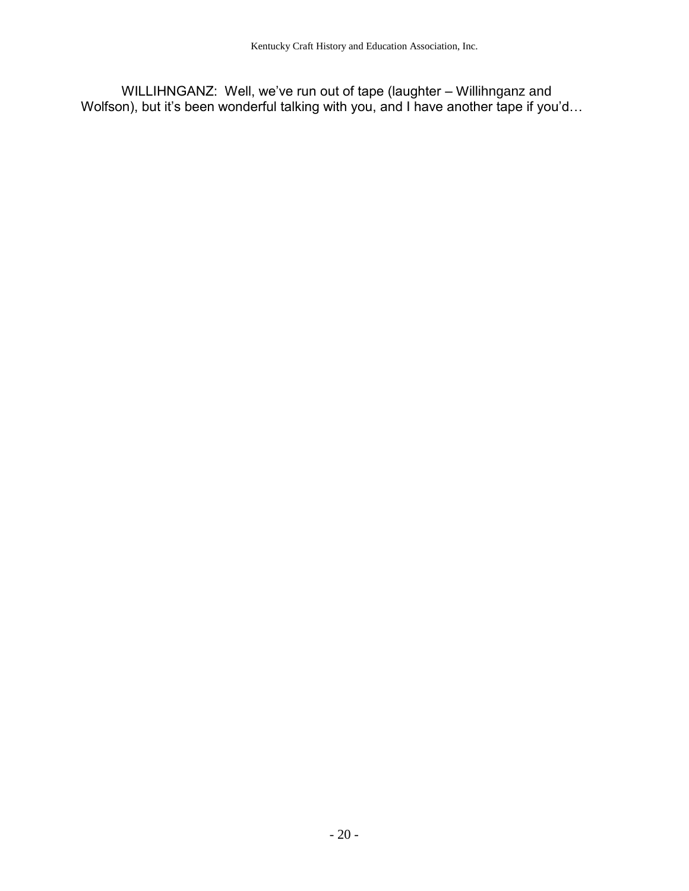WILLIHNGANZ: Well, we've run out of tape (laughter – Willihnganz and Wolfson), but it's been wonderful talking with you, and I have another tape if you'd…